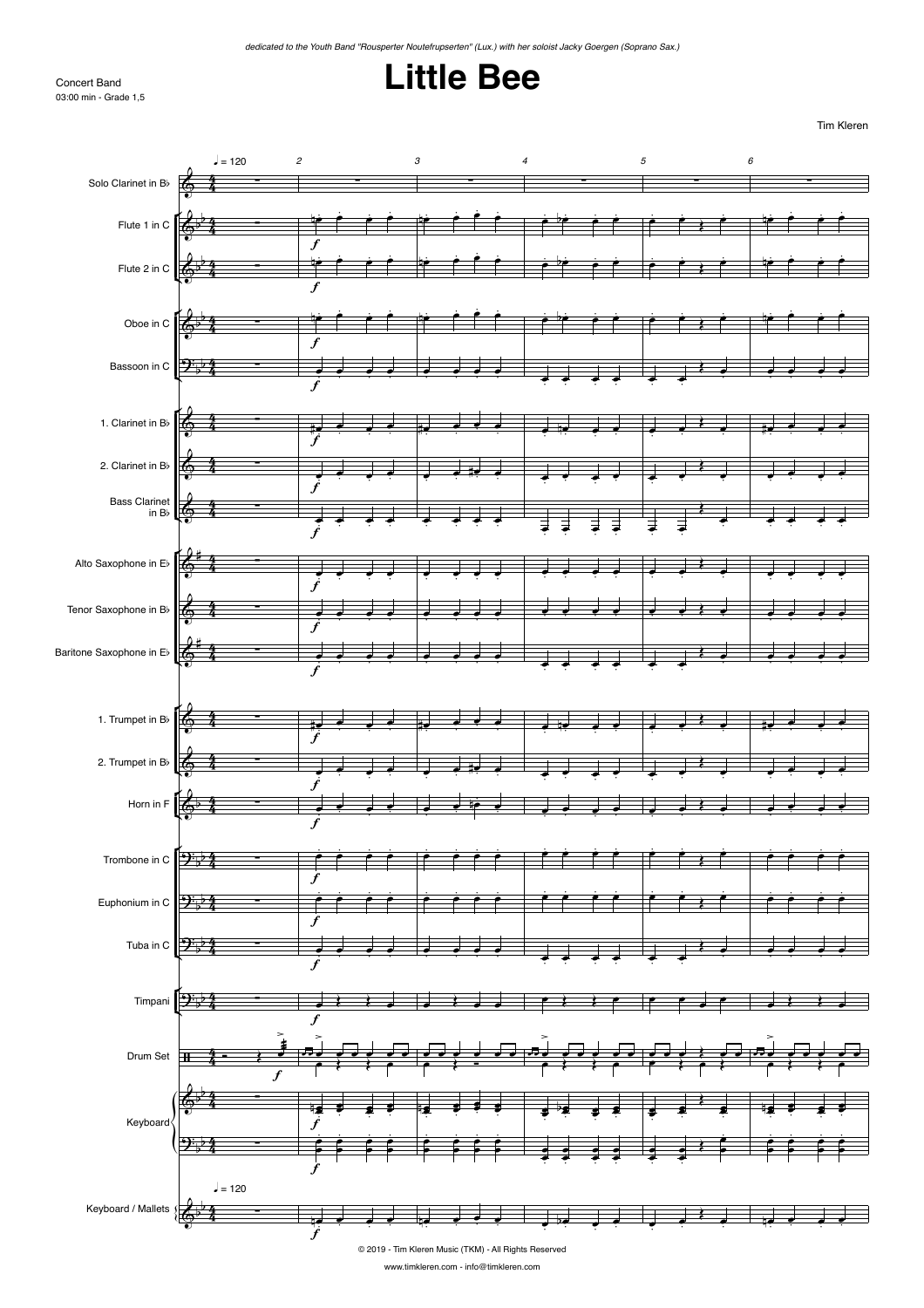*dedicated to the Youth Band "Rousperter Noutefrupserten" (Lux.) with her soloist Jacky Goergen (Soprano Sax.)*

Concert Band
03:00 min - Grade 1,5

# Little Bee

Tim Kleren

♩= 120

Solo Clarinet in B♭
Flute 1 in C
Flute 2 in C
Oboe in C
Bassoon in C
1. Clarinet in B♭
2. Clarinet in B♭
Bass Clarinet in B♭
Alto Saxophone in E♭
Tenor Saxophone in B♭
Baritone Saxophone in E♭
1. Trumpet in B♭
2. Trumpet in B♭
Horn in F
Trombone in C
Euphonium in C
Tuba in C
Timpani
Drum Set
Keyboard
Keyboard / Mallets

© 2019 - Tim Kleren Music (TKM) - All Rights Reserved

www.timkleren.com - info@timkleren.com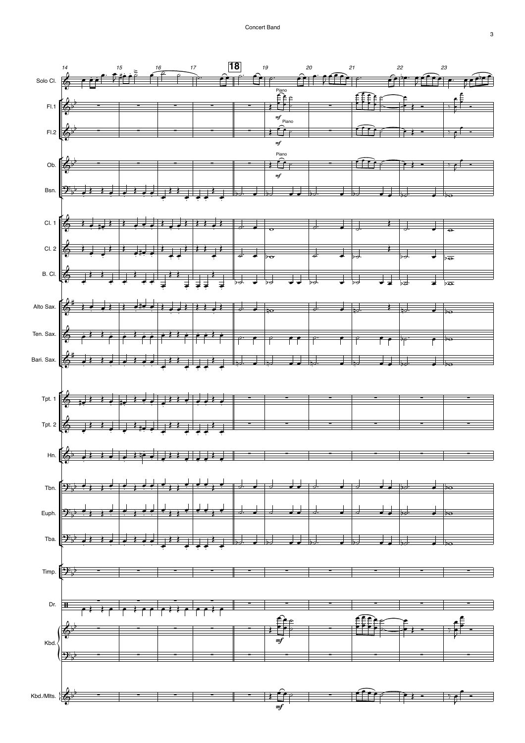Concert Band

Solo Cl.
Fl.1
Fl.2
Ob.
Bsn.
Cl. 1
Cl. 2
B. Cl.
Alto Sax.
Ten. Sax.
Bari. Sax.
Tpt. 1
Tpt. 2
Hn.
Tbn.
Euph.
Tba.
Timp.
Dr.
Kbd.
Kbd./Mlts.

14 15 16 17 **18** 19 20 21 22 23

Piano *mf*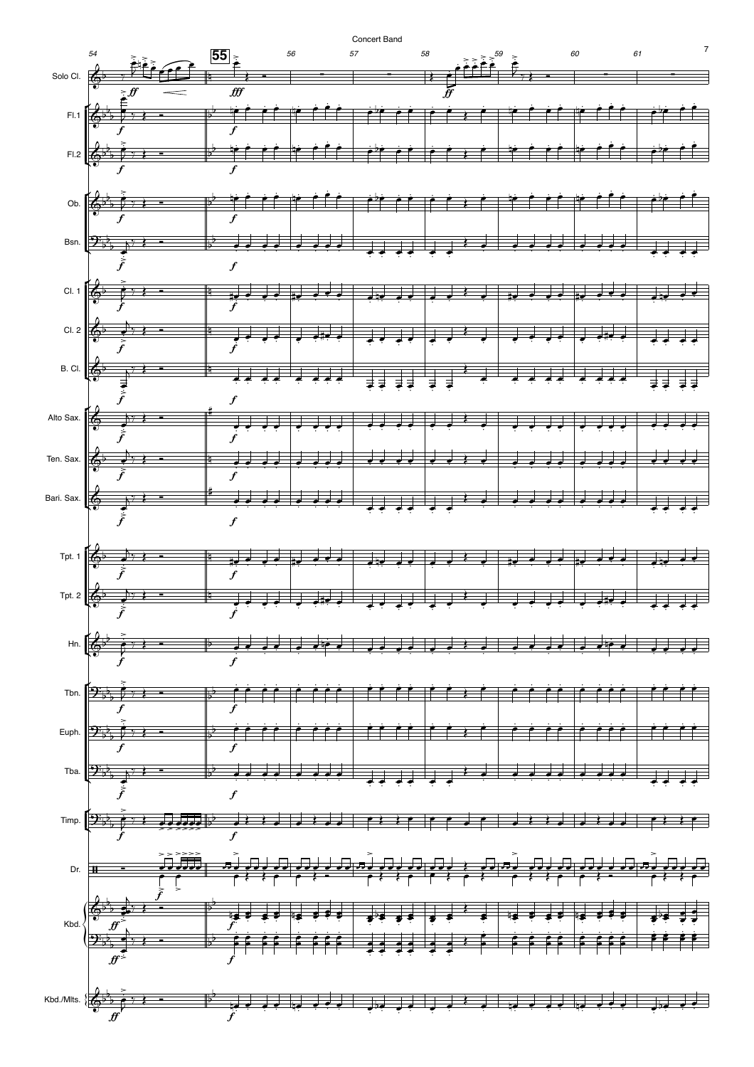Concert Band

54 55 56 57 58 59 60 61

Solo Cl.

Fl.1

Fl.2

Ob.

Bsn.

Cl. 1

Cl. 2

B. Cl.

Alto Sax.

Ten. Sax.

Bari. Sax.

Tpt. 1

Tpt. 2

Hn.

Tbn.

Euph.

Tba.

Timp.

Dr.

Kbd.

Kbd./Mlts.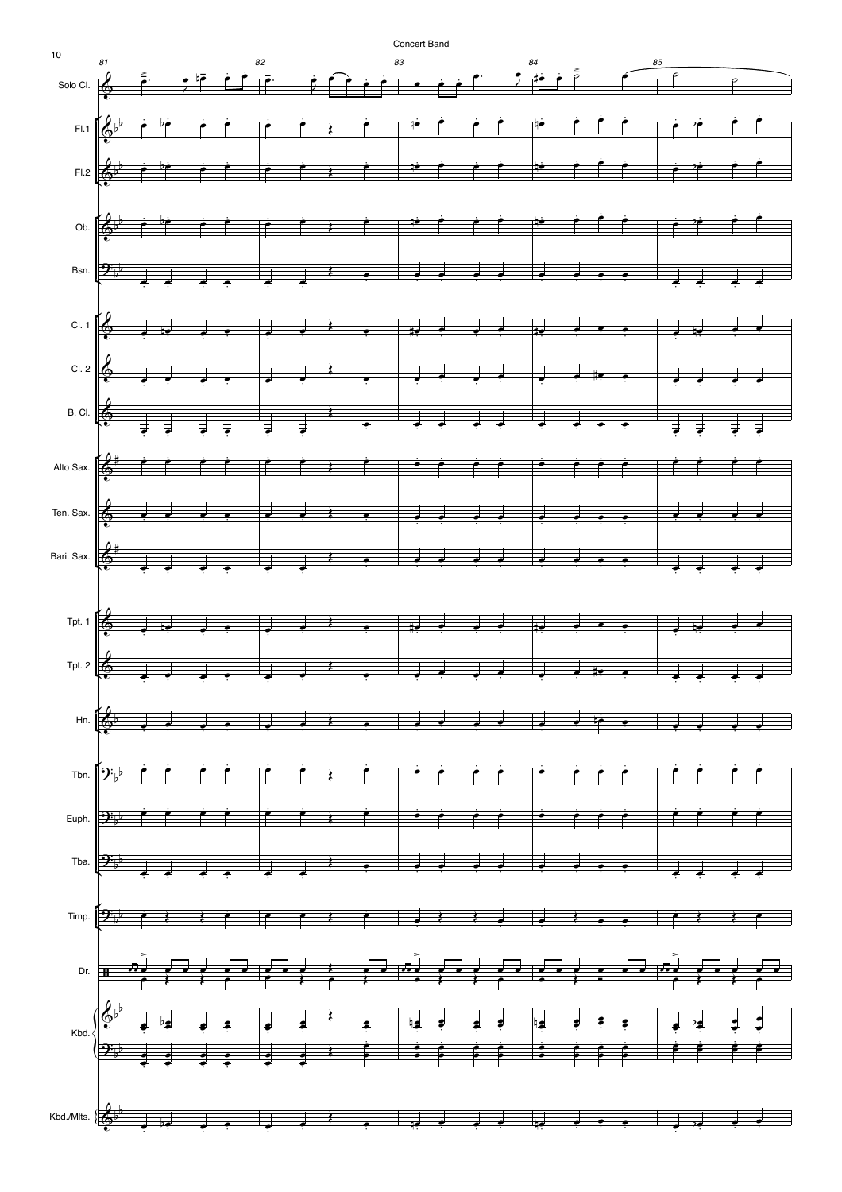Concert Band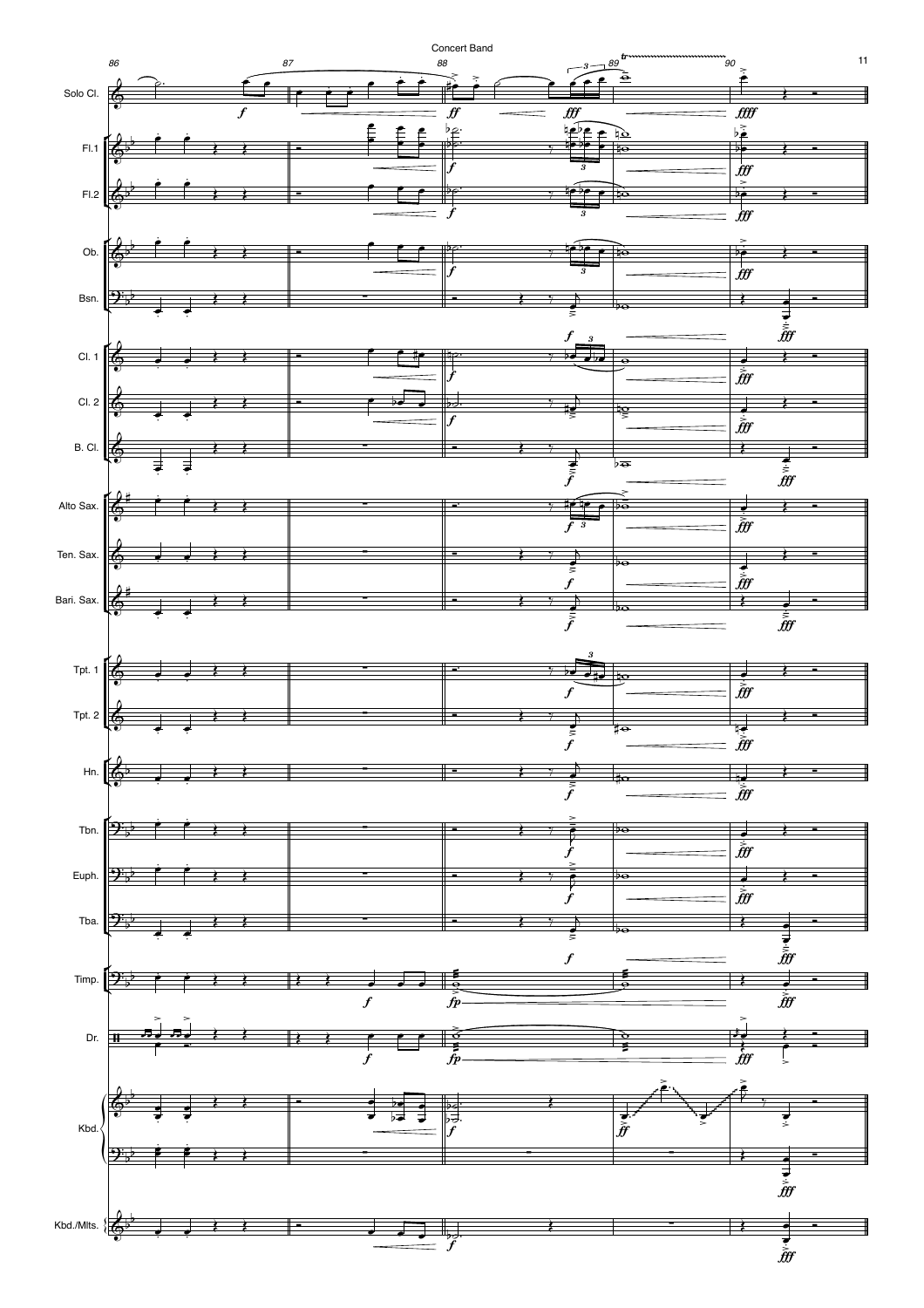Concert Band